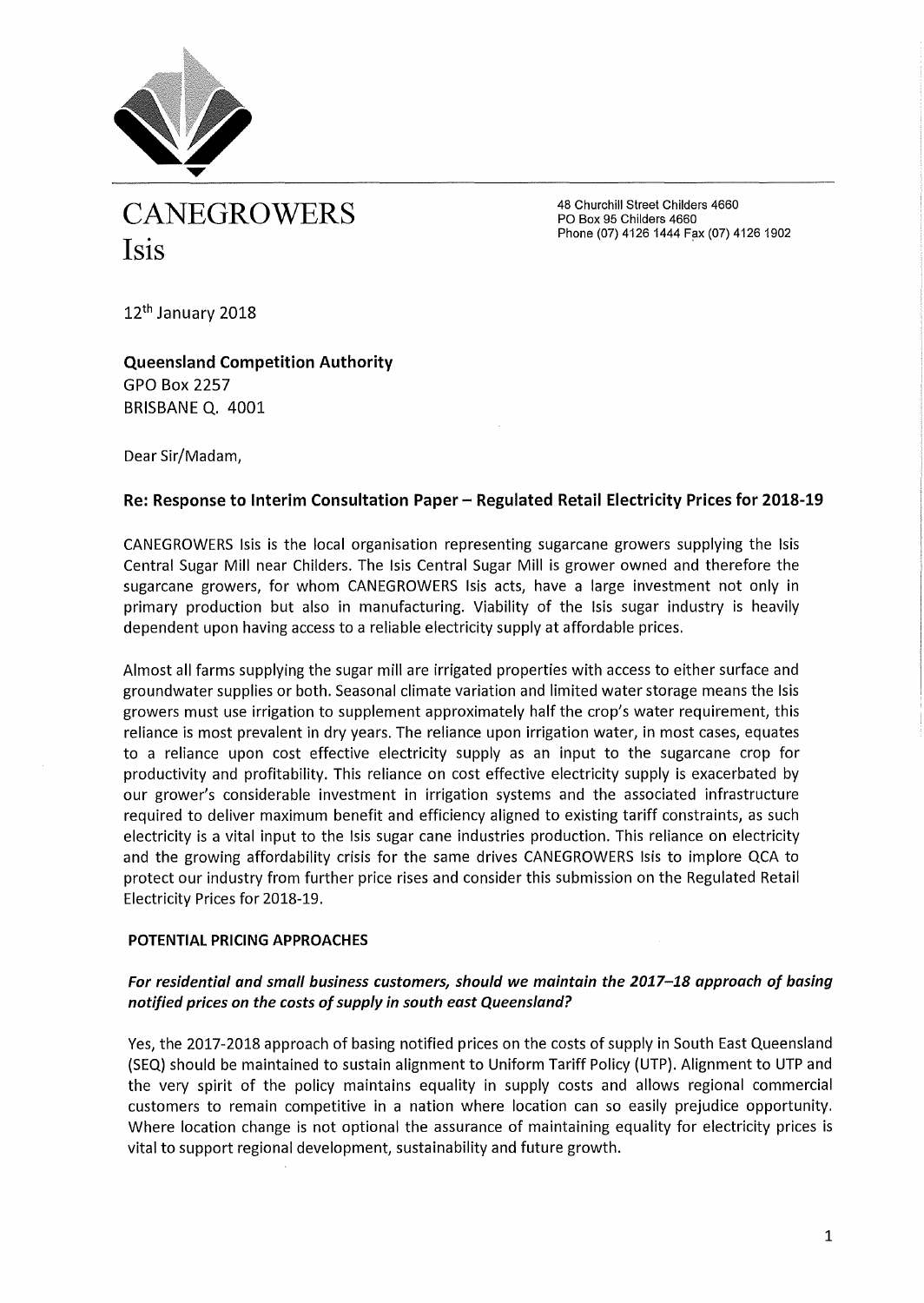# CANEGROWERS Isis

48 Churchill Street Childers 4660
PO Box 95 Childers 4660
Phone (07) 4126 1444 Fax (07) 4126 1902

12th January 2018

**Queensland Competition Authority**
GPO Box 2257
BRISBANE Q. 4001

Dear Sir/Madam,

**Re: Response to Interim Consultation Paper – Regulated Retail Electricity Prices for 2018-19**

CANEGROWERS Isis is the local organisation representing sugarcane growers supplying the Isis Central Sugar Mill near Childers. The Isis Central Sugar Mill is grower owned and therefore the sugarcane growers, for whom CANEGROWERS Isis acts, have a large investment not only in primary production but also in manufacturing. Viability of the Isis sugar industry is heavily dependent upon having access to a reliable electricity supply at affordable prices.

Almost all farms supplying the sugar mill are irrigated properties with access to either surface and groundwater supplies or both. Seasonal climate variation and limited water storage means the Isis growers must use irrigation to supplement approximately half the crop's water requirement, this reliance is most prevalent in dry years. The reliance upon irrigation water, in most cases, equates to a reliance upon cost effective electricity supply as an input to the sugarcane crop for productivity and profitability. This reliance on cost effective electricity supply is exacerbated by our grower's considerable investment in irrigation systems and the associated infrastructure required to deliver maximum benefit and efficiency aligned to existing tariff constraints, as such electricity is a vital input to the Isis sugar cane industries production. This reliance on electricity and the growing affordability crisis for the same drives CANEGROWERS Isis to implore QCA to protect our industry from further price rises and consider this submission on the Regulated Retail Electricity Prices for 2018-19.

**POTENTIAL PRICING APPROACHES**

***For residential and small business customers, should we maintain the 2017–18 approach of basing notified prices on the costs of supply in south east Queensland?***

Yes, the 2017-2018 approach of basing notified prices on the costs of supply in South East Queensland (SEQ) should be maintained to sustain alignment to Uniform Tariff Policy (UTP). Alignment to UTP and the very spirit of the policy maintains equality in supply costs and allows regional commercial customers to remain competitive in a nation where location can so easily prejudice opportunity. Where location change is not optional the assurance of maintaining equality for electricity prices is vital to support regional development, sustainability and future growth.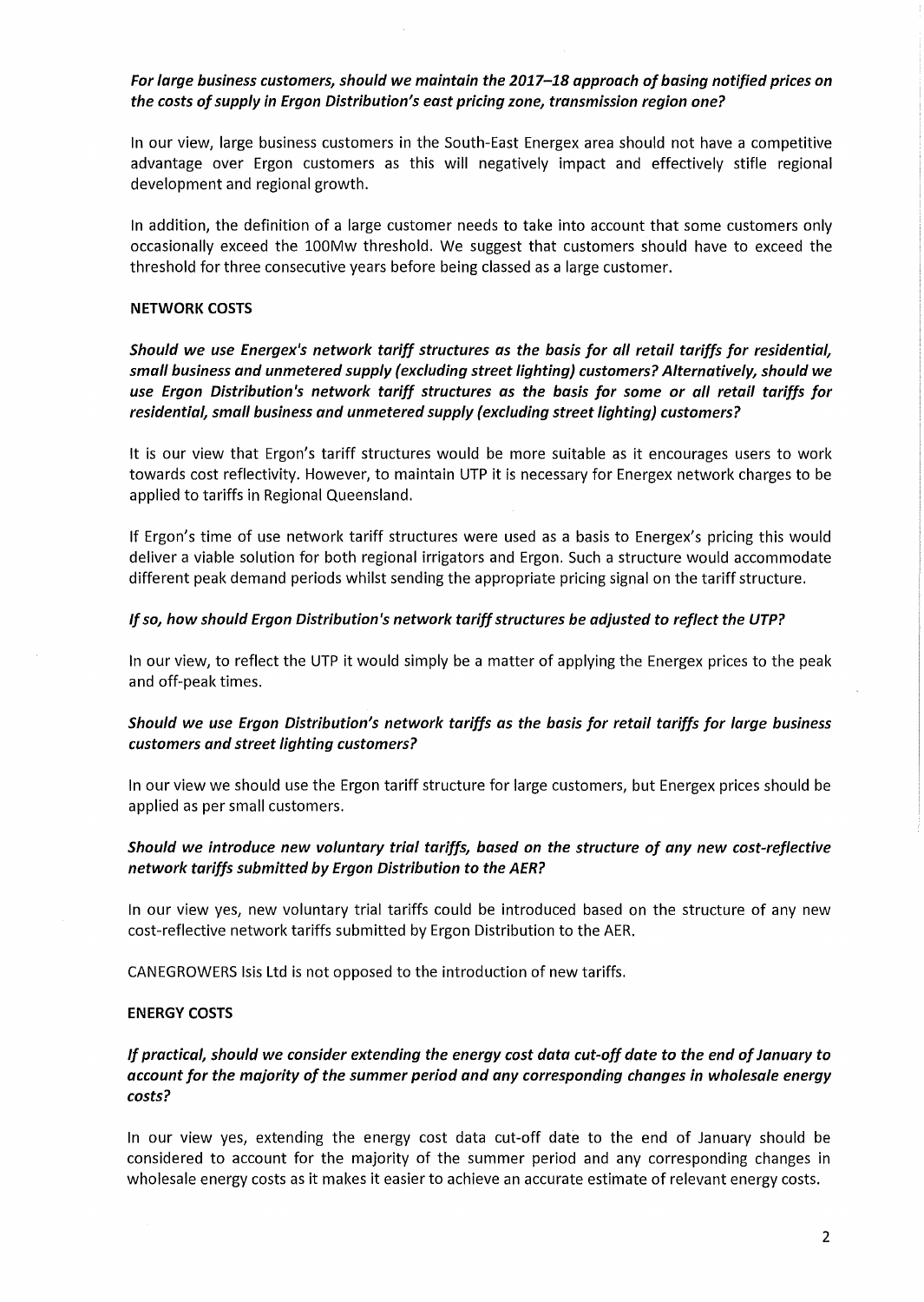***For large business customers, should we maintain the 2017–18 approach of basing notified prices on the costs of supply in Ergon Distribution's east pricing zone, transmission region one?***

In our view, large business customers in the South-East Energex area should not have a competitive advantage over Ergon customers as this will negatively impact and effectively stifle regional development and regional growth.

In addition, the definition of a large customer needs to take into account that some customers only occasionally exceed the 100Mw threshold. We suggest that customers should have to exceed the threshold for three consecutive years before being classed as a large customer.

**NETWORK COSTS**

***Should we use Energex's network tariff structures as the basis for all retail tariffs for residential, small business and unmetered supply (excluding street lighting) customers? Alternatively, should we use Ergon Distribution's network tariff structures as the basis for some or all retail tariffs for residential, small business and unmetered supply (excluding street lighting) customers?***

It is our view that Ergon's tariff structures would be more suitable as it encourages users to work towards cost reflectivity. However, to maintain UTP it is necessary for Energex network charges to be applied to tariffs in Regional Queensland.

If Ergon's time of use network tariff structures were used as a basis to Energex's pricing this would deliver a viable solution for both regional irrigators and Ergon. Such a structure would accommodate different peak demand periods whilst sending the appropriate pricing signal on the tariff structure.

***If so, how should Ergon Distribution's network tariff structures be adjusted to reflect the UTP?***

In our view, to reflect the UTP it would simply be a matter of applying the Energex prices to the peak and off-peak times.

***Should we use Ergon Distribution's network tariffs as the basis for retail tariffs for large business customers and street lighting customers?***

In our view we should use the Ergon tariff structure for large customers, but Energex prices should be applied as per small customers.

***Should we introduce new voluntary trial tariffs, based on the structure of any new cost-reflective network tariffs submitted by Ergon Distribution to the AER?***

In our view yes, new voluntary trial tariffs could be introduced based on the structure of any new cost-reflective network tariffs submitted by Ergon Distribution to the AER.

CANEGROWERS Isis Ltd is not opposed to the introduction of new tariffs.

**ENERGY COSTS**

***If practical, should we consider extending the energy cost data cut-off date to the end of January to account for the majority of the summer period and any corresponding changes in wholesale energy costs?***

In our view yes, extending the energy cost data cut-off date to the end of January should be considered to account for the majority of the summer period and any corresponding changes in wholesale energy costs as it makes it easier to achieve an accurate estimate of relevant energy costs.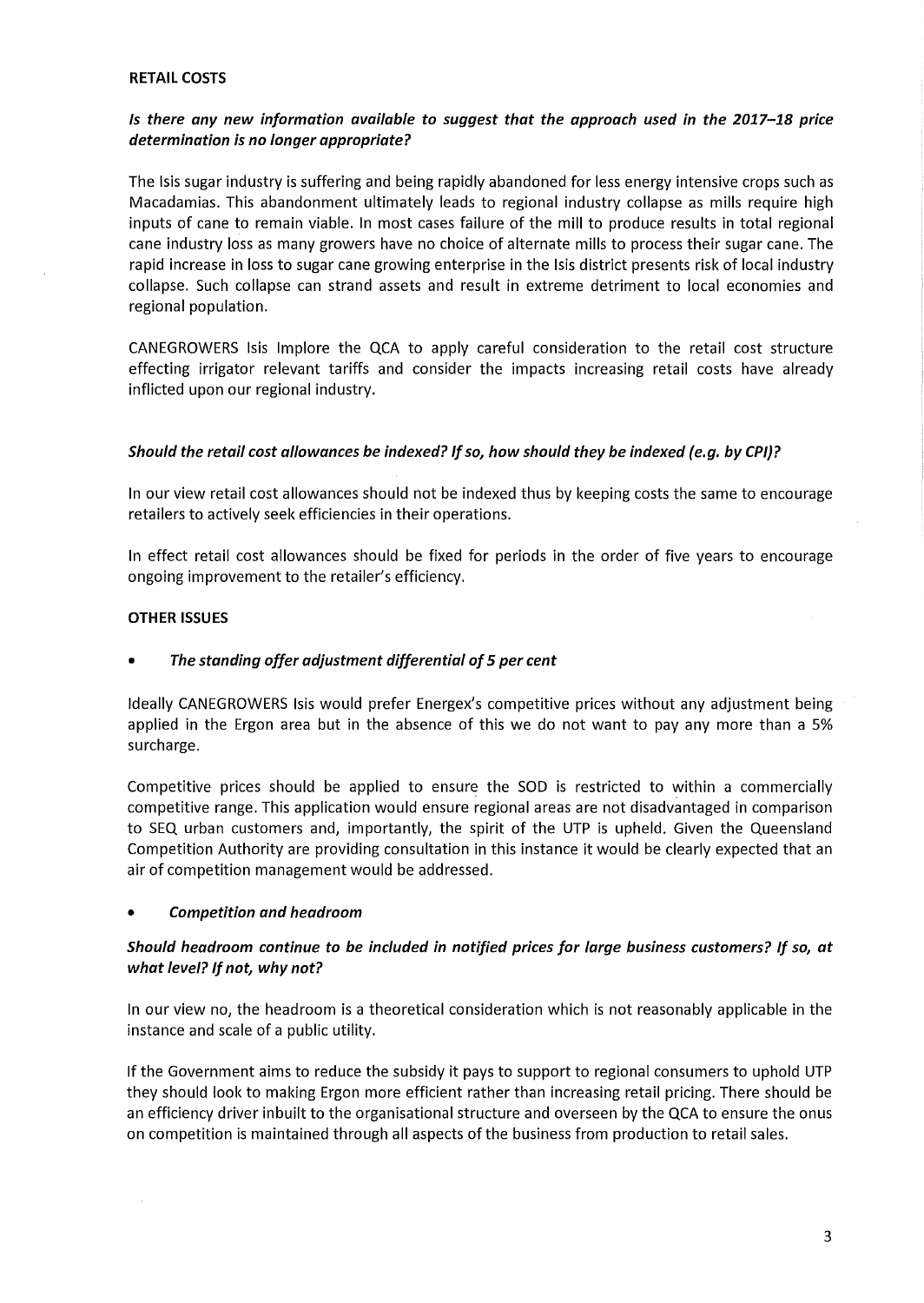## RETAIL COSTS

***Is there any new information available to suggest that the approach used in the 2017–18 price determination is no longer appropriate?***

The Isis sugar industry is suffering and being rapidly abandoned for less energy intensive crops such as Macadamias. This abandonment ultimately leads to regional industry collapse as mills require high inputs of cane to remain viable. In most cases failure of the mill to produce results in total regional cane industry loss as many growers have no choice of alternate mills to process their sugar cane. The rapid increase in loss to sugar cane growing enterprise in the Isis district presents risk of local industry collapse. Such collapse can strand assets and result in extreme detriment to local economies and regional population.

CANEGROWERS Isis Implore the QCA to apply careful consideration to the retail cost structure effecting irrigator relevant tariffs and consider the impacts increasing retail costs have already inflicted upon our regional industry.

***Should the retail cost allowances be indexed? If so, how should they be indexed (e.g. by CPI)?***

In our view retail cost allowances should not be indexed thus by keeping costs the same to encourage retailers to actively seek efficiencies in their operations.

In effect retail cost allowances should be fixed for periods in the order of five years to encourage ongoing improvement to the retailer's efficiency.

## OTHER ISSUES

- ***The standing offer adjustment differential of 5 per cent***

Ideally CANEGROWERS Isis would prefer Energex's competitive prices without any adjustment being applied in the Ergon area but in the absence of this we do not want to pay any more than a 5% surcharge.

Competitive prices should be applied to ensure the SOD is restricted to within a commercially competitive range. This application would ensure regional areas are not disadvantaged in comparison to SEQ urban customers and, importantly, the spirit of the UTP is upheld. Given the Queensland Competition Authority are providing consultation in this instance it would be clearly expected that an air of competition management would be addressed.

- ***Competition and headroom***

***Should headroom continue to be included in notified prices for large business customers? If so, at what level? If not, why not?***

In our view no, the headroom is a theoretical consideration which is not reasonably applicable in the instance and scale of a public utility.

If the Government aims to reduce the subsidy it pays to support to regional consumers to uphold UTP they should look to making Ergon more efficient rather than increasing retail pricing. There should be an efficiency driver inbuilt to the organisational structure and overseen by the QCA to ensure the onus on competition is maintained through all aspects of the business from production to retail sales.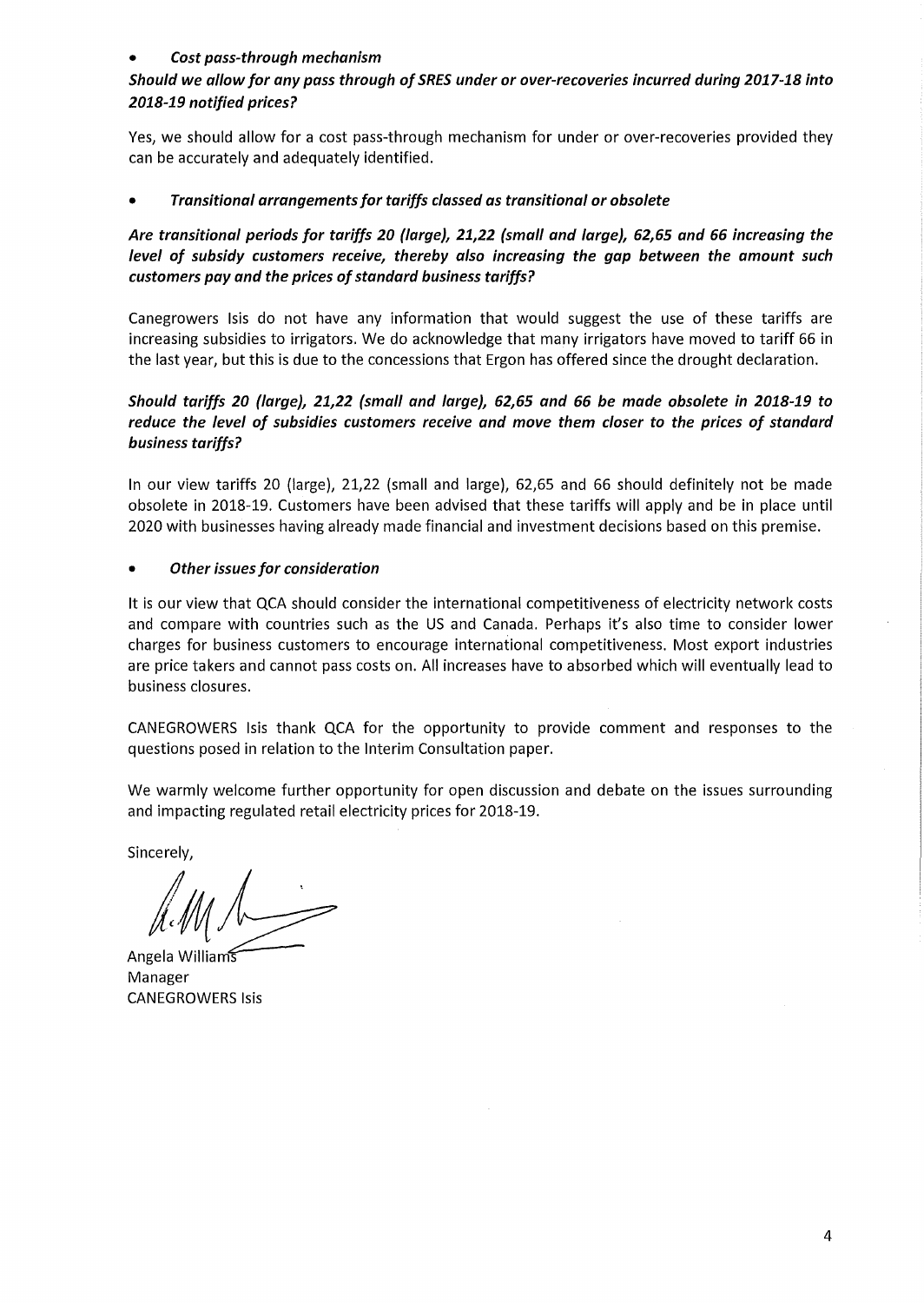- ***Cost pass-through mechanism***

***Should we allow for any pass through of SRES under or over-recoveries incurred during 2017-18 into 2018-19 notified prices?***

Yes, we should allow for a cost pass-through mechanism for under or over-recoveries provided they can be accurately and adequately identified.

- ***Transitional arrangements for tariffs classed as transitional or obsolete***

***Are transitional periods for tariffs 20 (large), 21,22 (small and large), 62,65 and 66 increasing the level of subsidy customers receive, thereby also increasing the gap between the amount such customers pay and the prices of standard business tariffs?***

Canegrowers Isis do not have any information that would suggest the use of these tariffs are increasing subsidies to irrigators. We do acknowledge that many irrigators have moved to tariff 66 in the last year, but this is due to the concessions that Ergon has offered since the drought declaration.

***Should tariffs 20 (large), 21,22 (small and large), 62,65 and 66 be made obsolete in 2018-19 to reduce the level of subsidies customers receive and move them closer to the prices of standard business tariffs?***

In our view tariffs 20 (large), 21,22 (small and large), 62,65 and 66 should definitely not be made obsolete in 2018-19. Customers have been advised that these tariffs will apply and be in place until 2020 with businesses having already made financial and investment decisions based on this premise.

- ***Other issues for consideration***

It is our view that QCA should consider the international competitiveness of electricity network costs and compare with countries such as the US and Canada. Perhaps it's also time to consider lower charges for business customers to encourage international competitiveness. Most export industries are price takers and cannot pass costs on. All increases have to absorbed which will eventually lead to business closures.

CANEGROWERS Isis thank QCA for the opportunity to provide comment and responses to the questions posed in relation to the Interim Consultation paper.

We warmly welcome further opportunity for open discussion and debate on the issues surrounding and impacting regulated retail electricity prices for 2018-19.

Sincerely,

Angela Williams
Manager
CANEGROWERS Isis